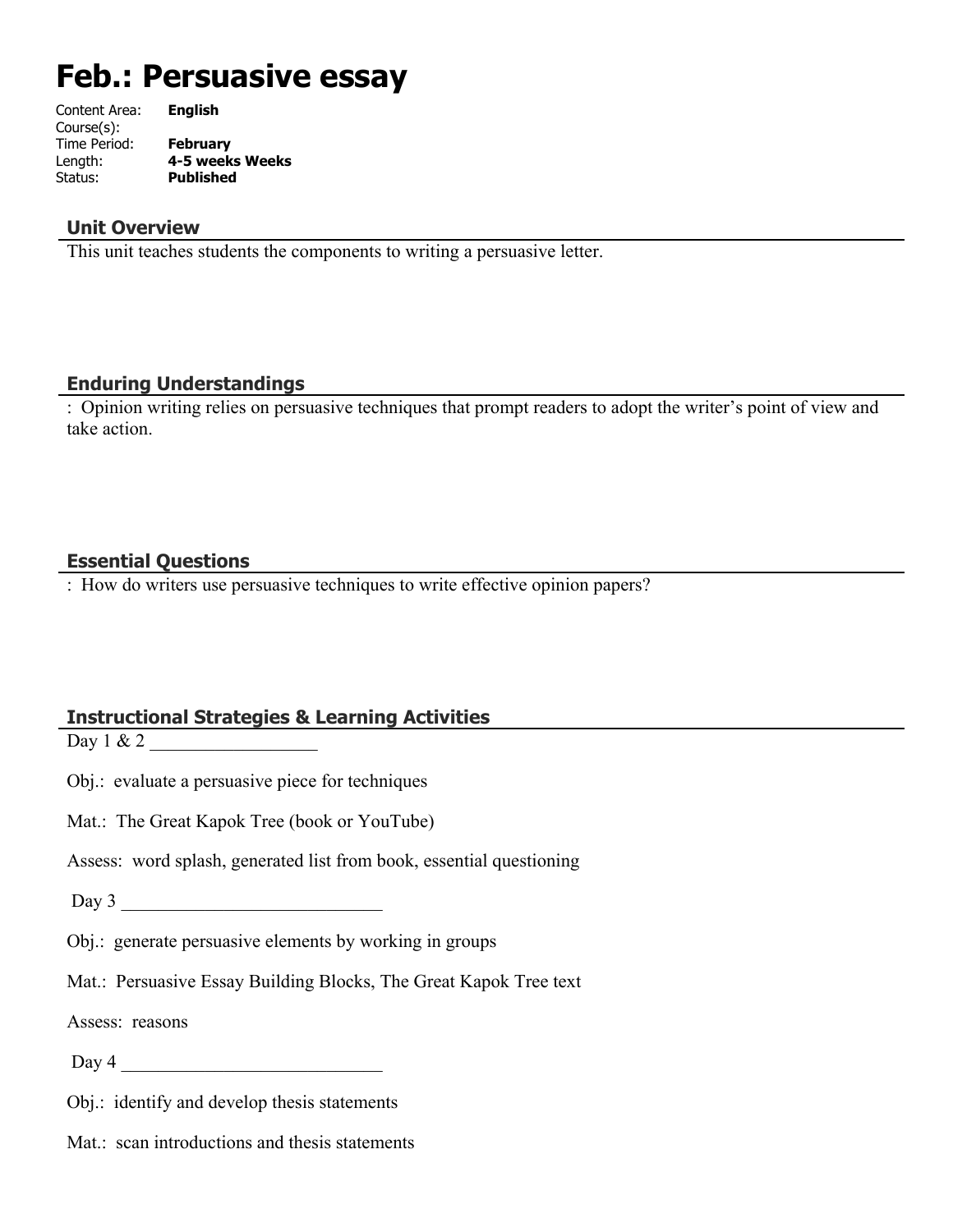# Feb.: Persuasive essay

Content Area: **English**
Course(s):
Time Period: **February**
Length: **4-5 weeks Weeks**
Status: **Published**

## Unit Overview

This unit teaches students the components to writing a persuasive letter.

## Enduring Understandings

: Opinion writing relies on persuasive techniques that prompt readers to adopt the writer's point of view and take action.

## Essential Questions

: How do writers use persuasive techniques to write effective opinion papers?

## Instructional Strategies & Learning Activities

Day 1 & 2 __________________

Obj.: evaluate a persuasive piece for techniques

Mat.: The Great Kapok Tree (book or YouTube)

Assess: word splash, generated list from book, essential questioning

Day 3 ____________________________

Obj.: generate persuasive elements by working in groups

Mat.: Persuasive Essay Building Blocks, The Great Kapok Tree text

Assess: reasons

Day 4 ____________________________

Obj.: identify and develop thesis statements

Mat.: scan introductions and thesis statements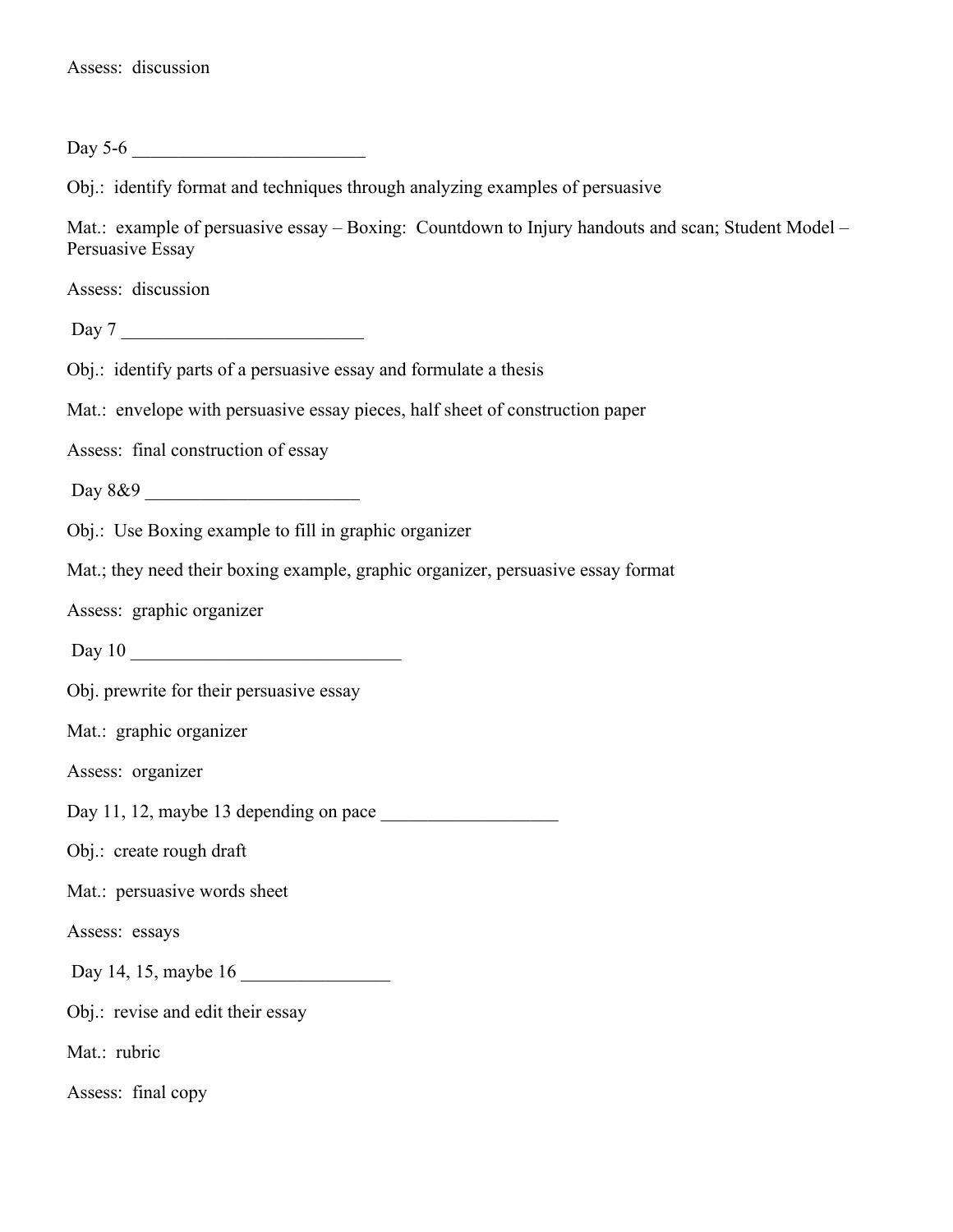Assess: discussion

Day 5-6 _________________________

Obj.: identify format and techniques through analyzing examples of persuasive

Mat.: example of persuasive essay – Boxing: Countdown to Injury handouts and scan; Student Model – Persuasive Essay

Assess: discussion

Day 7 __________________________

Obj.: identify parts of a persuasive essay and formulate a thesis

Mat.: envelope with persuasive essay pieces, half sheet of construction paper

Assess: final construction of essay

Day 8&9 _______________________

Obj.: Use Boxing example to fill in graphic organizer

Mat.; they need their boxing example, graphic organizer, persuasive essay format

Assess: graphic organizer

Day 10 _____________________________

Obj. prewrite for their persuasive essay

Mat.: graphic organizer

Assess: organizer

Day 11, 12, maybe 13 depending on pace ___________________

Obj.: create rough draft

Mat.: persuasive words sheet

Assess: essays

Day 14, 15, maybe 16 ________________

Obj.: revise and edit their essay

Mat.: rubric

Assess: final copy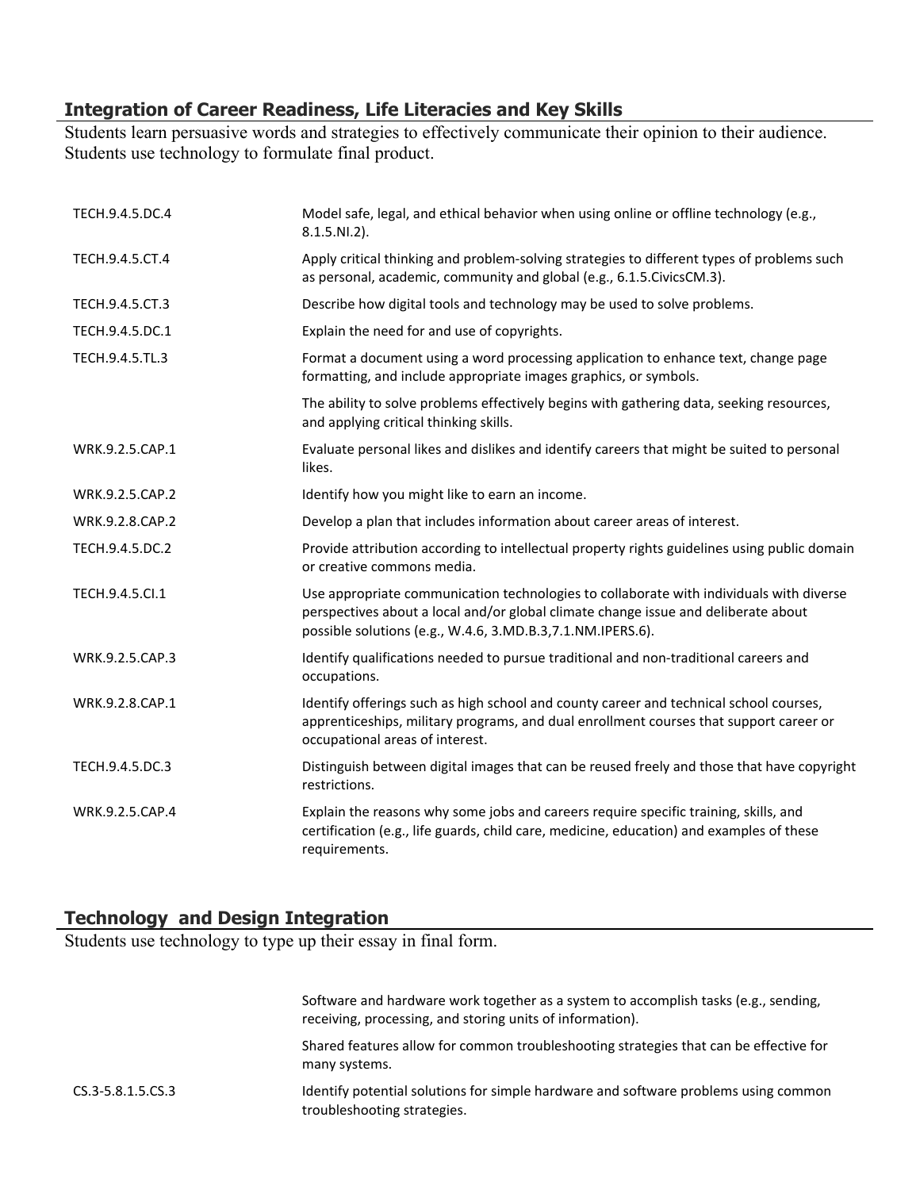## Integration of Career Readiness, Life Literacies and Key Skills

Students learn persuasive words and strategies to effectively communicate their opinion to their audience. Students use technology to formulate final product.

| | |
|---|---|
| TECH.9.4.5.DC.4 | Model safe, legal, and ethical behavior when using online or offline technology (e.g., 8.1.5.NI.2). |
| TECH.9.4.5.CT.4 | Apply critical thinking and problem-solving strategies to different types of problems such as personal, academic, community and global (e.g., 6.1.5.CivicsCM.3). |
| TECH.9.4.5.CT.3 | Describe how digital tools and technology may be used to solve problems. |
| TECH.9.4.5.DC.1 | Explain the need for and use of copyrights. |
| TECH.9.4.5.TL.3 | Format a document using a word processing application to enhance text, change page formatting, and include appropriate images graphics, or symbols. |
| | The ability to solve problems effectively begins with gathering data, seeking resources, and applying critical thinking skills. |
| WRK.9.2.5.CAP.1 | Evaluate personal likes and dislikes and identify careers that might be suited to personal likes. |
| WRK.9.2.5.CAP.2 | Identify how you might like to earn an income. |
| WRK.9.2.8.CAP.2 | Develop a plan that includes information about career areas of interest. |
| TECH.9.4.5.DC.2 | Provide attribution according to intellectual property rights guidelines using public domain or creative commons media. |
| TECH.9.4.5.CI.1 | Use appropriate communication technologies to collaborate with individuals with diverse perspectives about a local and/or global climate change issue and deliberate about possible solutions (e.g., W.4.6, 3.MD.B.3,7.1.NM.IPERS.6). |
| WRK.9.2.5.CAP.3 | Identify qualifications needed to pursue traditional and non-traditional careers and occupations. |
| WRK.9.2.8.CAP.1 | Identify offerings such as high school and county career and technical school courses, apprenticeships, military programs, and dual enrollment courses that support career or occupational areas of interest. |
| TECH.9.4.5.DC.3 | Distinguish between digital images that can be reused freely and those that have copyright restrictions. |
| WRK.9.2.5.CAP.4 | Explain the reasons why some jobs and careers require specific training, skills, and certification (e.g., life guards, child care, medicine, education) and examples of these requirements. |

## Technology and Design Integration

Students use technology to type up their essay in final form.

| | |
|---|---|
| | Software and hardware work together as a system to accomplish tasks (e.g., sending, receiving, processing, and storing units of information). |
| | Shared features allow for common troubleshooting strategies that can be effective for many systems. |
| CS.3-5.8.1.5.CS.3 | Identify potential solutions for simple hardware and software problems using common troubleshooting strategies. |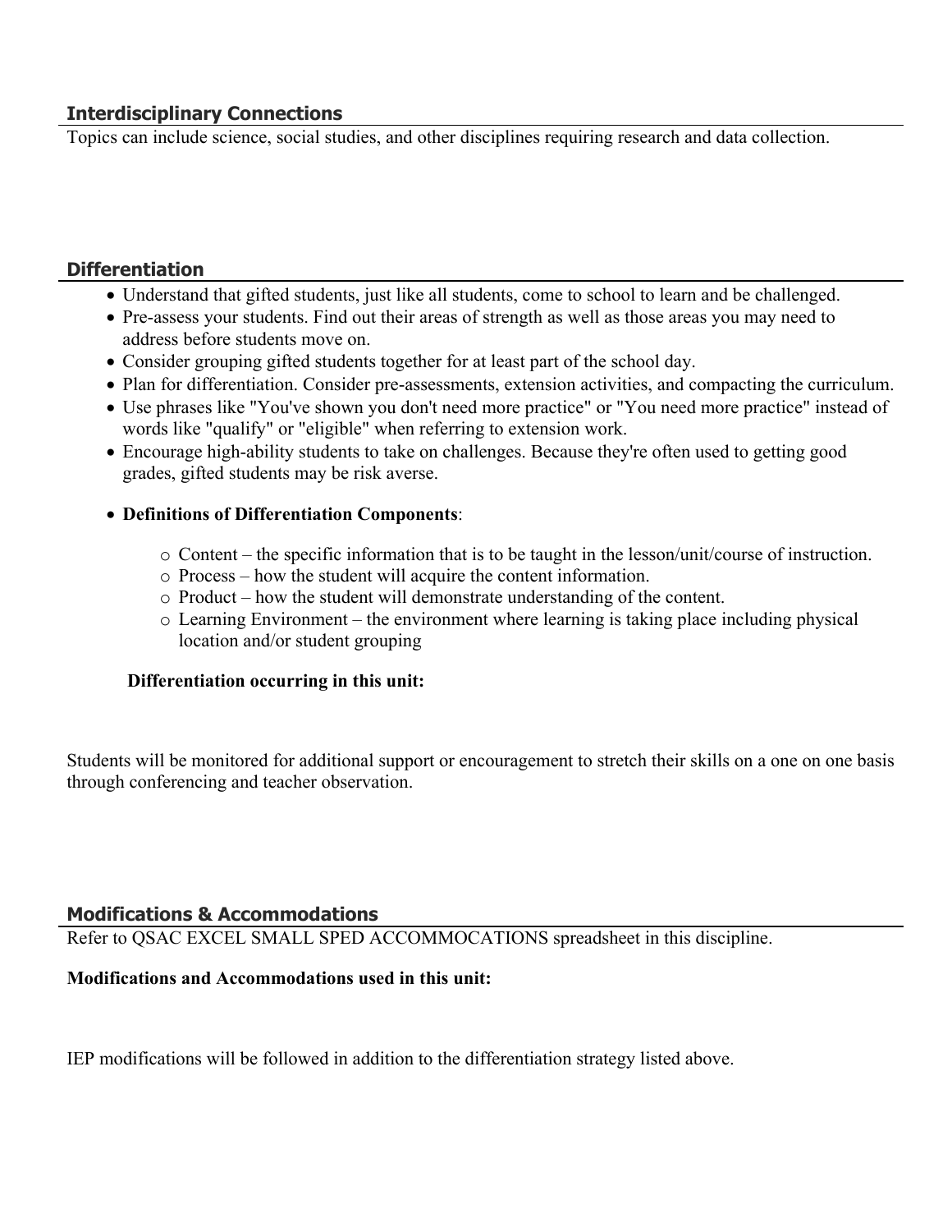## Interdisciplinary Connections

Topics can include science, social studies, and other disciplines requiring research and data collection.

## Differentiation

- Understand that gifted students, just like all students, come to school to learn and be challenged.
- Pre-assess your students. Find out their areas of strength as well as those areas you may need to address before students move on.
- Consider grouping gifted students together for at least part of the school day.
- Plan for differentiation. Consider pre-assessments, extension activities, and compacting the curriculum.
- Use phrases like "You've shown you don't need more practice" or "You need more practice" instead of words like "qualify" or "eligible" when referring to extension work.
- Encourage high-ability students to take on challenges. Because they're often used to getting good grades, gifted students may be risk averse.
- **Definitions of Differentiation Components**:
    - Content – the specific information that is to be taught in the lesson/unit/course of instruction.
    - Process – how the student will acquire the content information.
    - Product – how the student will demonstrate understanding of the content.
    - Learning Environment – the environment where learning is taking place including physical location and/or student grouping

**Differentiation occurring in this unit:**

Students will be monitored for additional support or encouragement to stretch their skills on a one on one basis through conferencing and teacher observation.

## Modifications & Accommodations

Refer to QSAC EXCEL SMALL SPED ACCOMMOCATIONS spreadsheet in this discipline.

**Modifications and Accommodations used in this unit:**

IEP modifications will be followed in addition to the differentiation strategy listed above.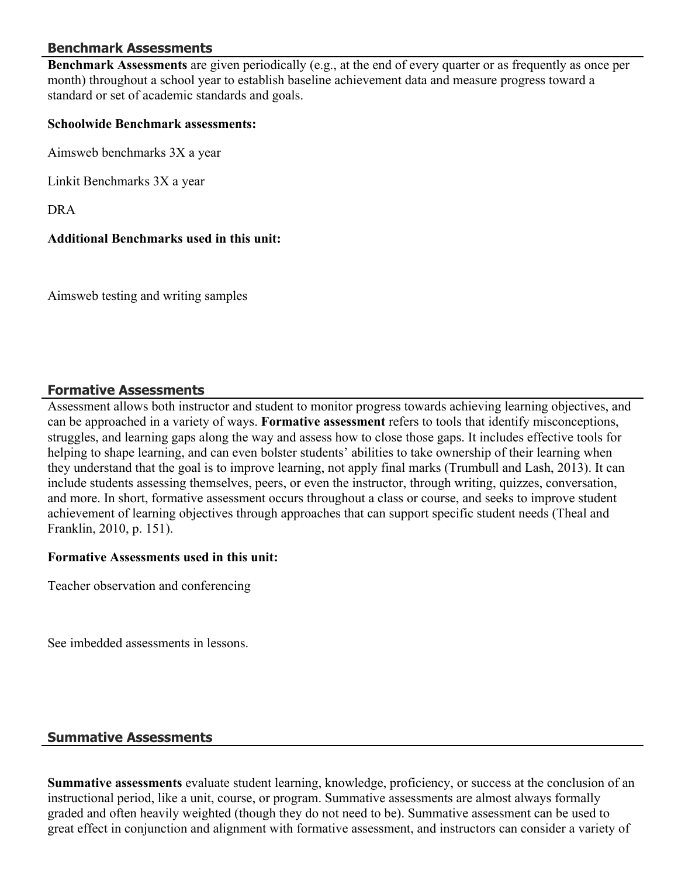## Benchmark Assessments

**Benchmark Assessments** are given periodically (e.g., at the end of every quarter or as frequently as once per month) throughout a school year to establish baseline achievement data and measure progress toward a standard or set of academic standards and goals.

**Schoolwide Benchmark assessments:**

Aimsweb benchmarks 3X a year

Linkit Benchmarks 3X a year

DRA

**Additional Benchmarks used in this unit:**

Aimsweb testing and writing samples

## Formative Assessments

Assessment allows both instructor and student to monitor progress towards achieving learning objectives, and can be approached in a variety of ways. **Formative assessment** refers to tools that identify misconceptions, struggles, and learning gaps along the way and assess how to close those gaps. It includes effective tools for helping to shape learning, and can even bolster students' abilities to take ownership of their learning when they understand that the goal is to improve learning, not apply final marks (Trumbull and Lash, 2013). It can include students assessing themselves, peers, or even the instructor, through writing, quizzes, conversation, and more. In short, formative assessment occurs throughout a class or course, and seeks to improve student achievement of learning objectives through approaches that can support specific student needs (Theal and Franklin, 2010, p. 151).

**Formative Assessments used in this unit:**

Teacher observation and conferencing

See imbedded assessments in lessons.

## Summative Assessments

**Summative assessments** evaluate student learning, knowledge, proficiency, or success at the conclusion of an instructional period, like a unit, course, or program. Summative assessments are almost always formally graded and often heavily weighted (though they do not need to be). Summative assessment can be used to great effect in conjunction and alignment with formative assessment, and instructors can consider a variety of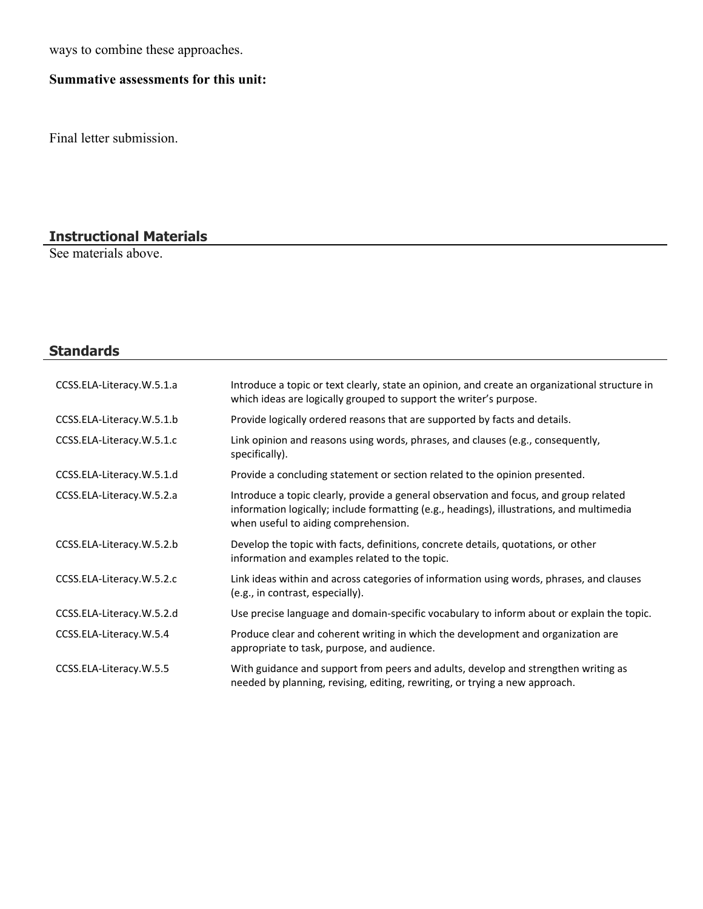ways to combine these approaches.

**Summative assessments for this unit:**

Final letter submission.

## Instructional Materials

See materials above.

## Standards

| | |
|---|---|
| CCSS.ELA-Literacy.W.5.1.a | Introduce a topic or text clearly, state an opinion, and create an organizational structure in which ideas are logically grouped to support the writer's purpose. |
| CCSS.ELA-Literacy.W.5.1.b | Provide logically ordered reasons that are supported by facts and details. |
| CCSS.ELA-Literacy.W.5.1.c | Link opinion and reasons using words, phrases, and clauses (e.g., consequently, specifically). |
| CCSS.ELA-Literacy.W.5.1.d | Provide a concluding statement or section related to the opinion presented. |
| CCSS.ELA-Literacy.W.5.2.a | Introduce a topic clearly, provide a general observation and focus, and group related information logically; include formatting (e.g., headings), illustrations, and multimedia when useful to aiding comprehension. |
| CCSS.ELA-Literacy.W.5.2.b | Develop the topic with facts, definitions, concrete details, quotations, or other information and examples related to the topic. |
| CCSS.ELA-Literacy.W.5.2.c | Link ideas within and across categories of information using words, phrases, and clauses (e.g., in contrast, especially). |
| CCSS.ELA-Literacy.W.5.2.d | Use precise language and domain-specific vocabulary to inform about or explain the topic. |
| CCSS.ELA-Literacy.W.5.4 | Produce clear and coherent writing in which the development and organization are appropriate to task, purpose, and audience. |
| CCSS.ELA-Literacy.W.5.5 | With guidance and support from peers and adults, develop and strengthen writing as needed by planning, revising, editing, rewriting, or trying a new approach. |